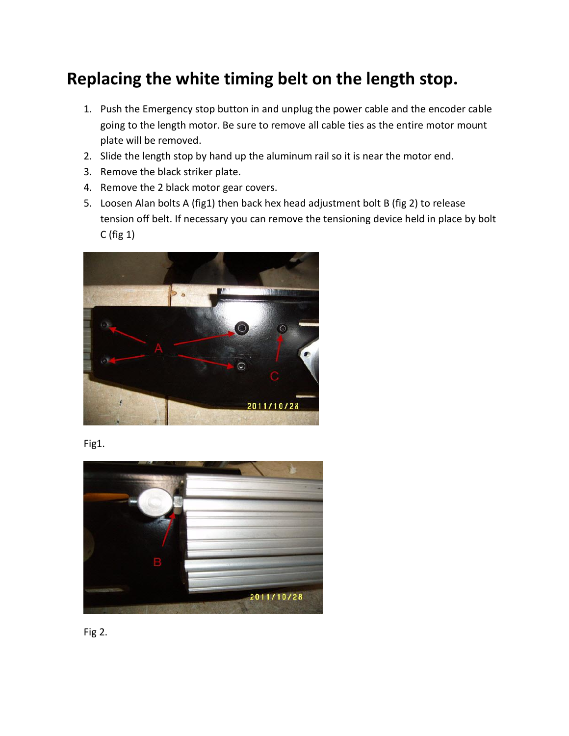# Replacing the white timing belt on the length stop.

1. Push the Emergency stop button in and unplug the power cable and the encoder cable going to the length motor. Be sure to remove all cable ties as the entire motor mount plate will be removed.
2. Slide the length stop by hand up the aluminum rail so it is near the motor end.
3. Remove the black striker plate.
4. Remove the 2 black motor gear covers.
5. Loosen Alan bolts A (fig1) then back hex head adjustment bolt B (fig 2) to release tension off belt. If necessary you can remove the tensioning device held in place by bolt C (fig 1)

Fig1.

Fig 2.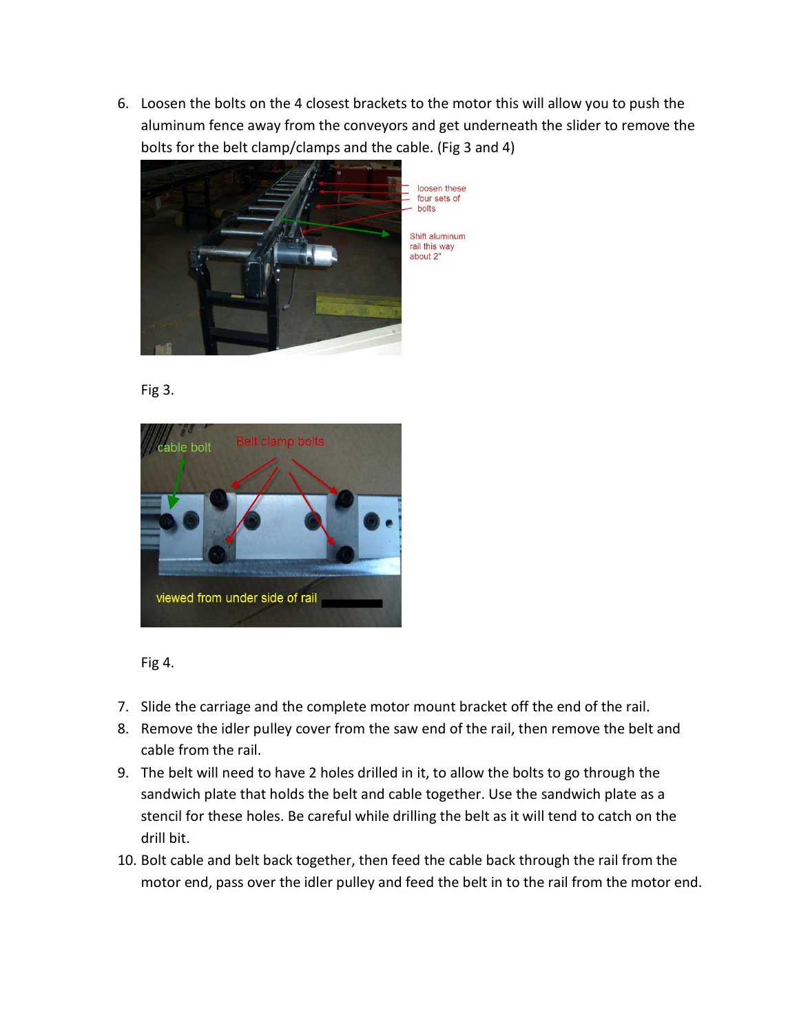6. Loosen the bolts on the 4 closest brackets to the motor this will allow you to push the aluminum fence away from the conveyors and get underneath the slider to remove the bolts for the belt clamp/clamps and the cable. (Fig 3 and 4)

Fig 3.

Fig 4.

7. Slide the carriage and the complete motor mount bracket off the end of the rail.
8. Remove the idler pulley cover from the saw end of the rail, then remove the belt and cable from the rail.
9. The belt will need to have 2 holes drilled in it, to allow the bolts to go through the sandwich plate that holds the belt and cable together. Use the sandwich plate as a stencil for these holes. Be careful while drilling the belt as it will tend to catch on the drill bit.
10. Bolt cable and belt back together, then feed the cable back through the rail from the motor end, pass over the idler pulley and feed the belt in to the rail from the motor end.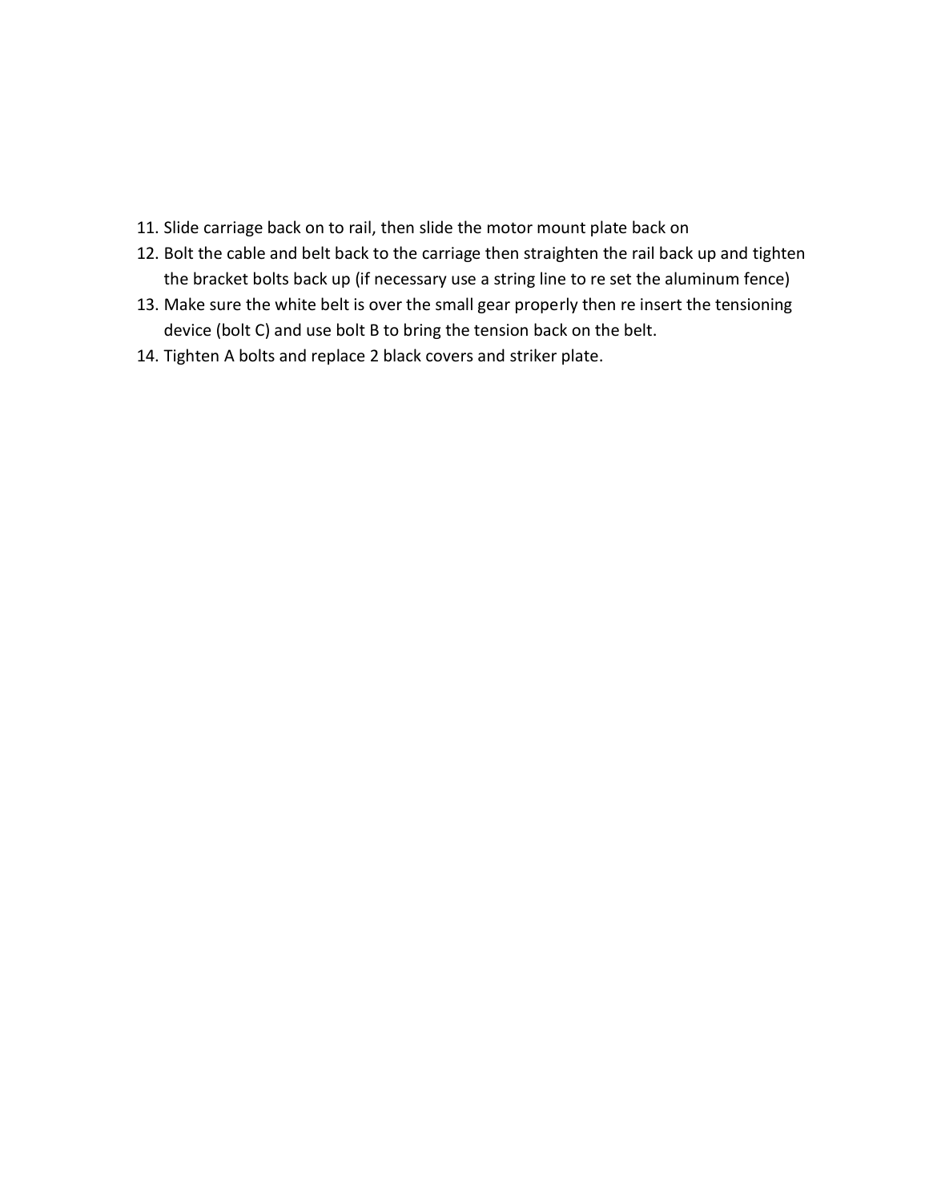11. Slide carriage back on to rail, then slide the motor mount plate back on
12. Bolt the cable and belt back to the carriage then straighten the rail back up and tighten the bracket bolts back up (if necessary use a string line to re set the aluminum fence)
13. Make sure the white belt is over the small gear properly then re insert the tensioning device (bolt C) and use bolt B to bring the tension back on the belt.
14. Tighten A bolts and replace 2 black covers and striker plate.